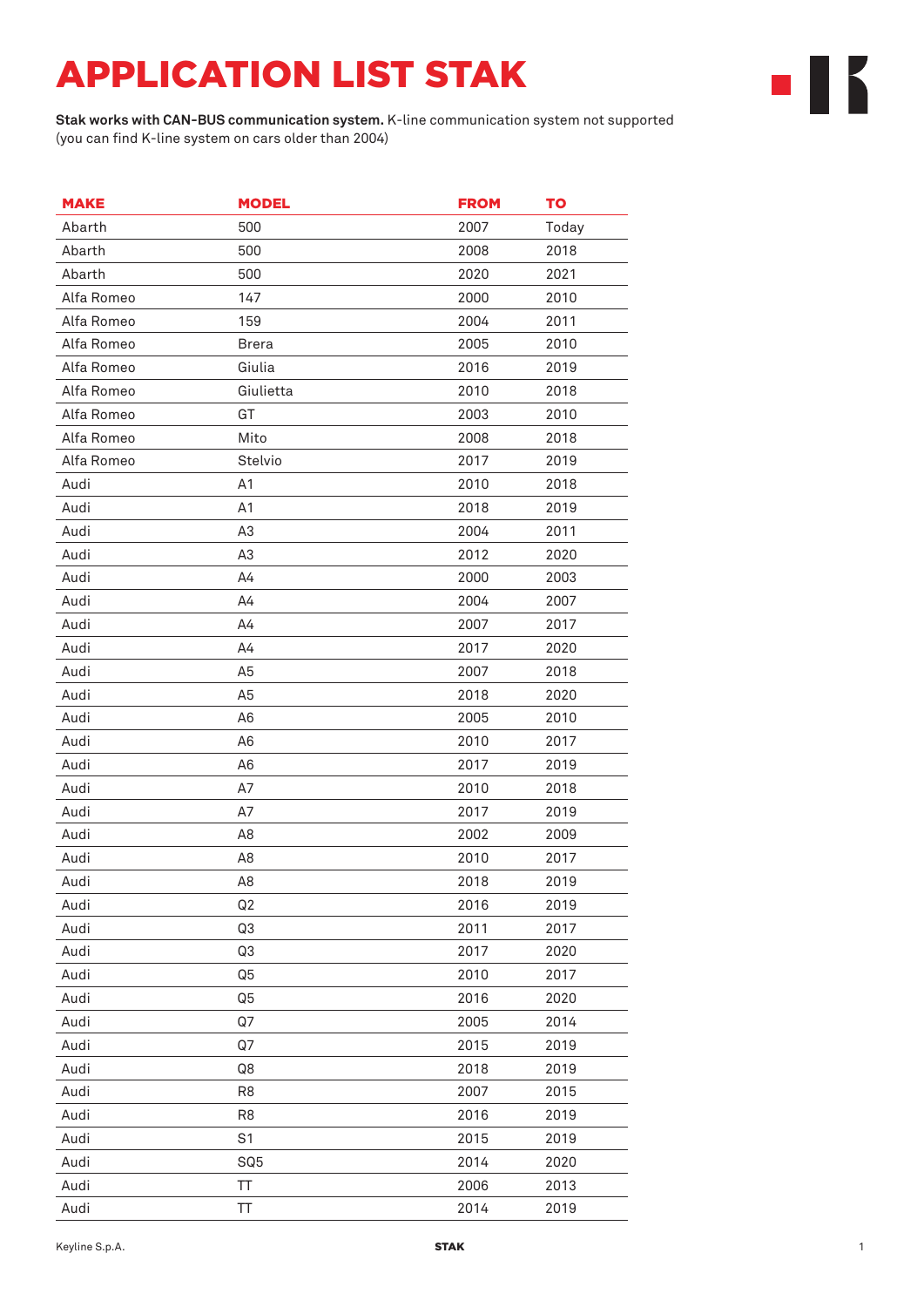# APPLICATION LIST STAK

**Stak works with CAN-BUS communication system.** K-line communication system not supported (you can find K-line system on cars older than 2004)

| MAKE | MODEL | FROM | TO |
|---|---|---|---|
| Abarth | 500 | 2007 | Today |
| Abarth | 500 | 2008 | 2018 |
| Abarth | 500 | 2020 | 2021 |
| Alfa Romeo | 147 | 2000 | 2010 |
| Alfa Romeo | 159 | 2004 | 2011 |
| Alfa Romeo | Brera | 2005 | 2010 |
| Alfa Romeo | Giulia | 2016 | 2019 |
| Alfa Romeo | Giulietta | 2010 | 2018 |
| Alfa Romeo | GT | 2003 | 2010 |
| Alfa Romeo | Mito | 2008 | 2018 |
| Alfa Romeo | Stelvio | 2017 | 2019 |
| Audi | A1 | 2010 | 2018 |
| Audi | A1 | 2018 | 2019 |
| Audi | A3 | 2004 | 2011 |
| Audi | A3 | 2012 | 2020 |
| Audi | A4 | 2000 | 2003 |
| Audi | A4 | 2004 | 2007 |
| Audi | A4 | 2007 | 2017 |
| Audi | A4 | 2017 | 2020 |
| Audi | A5 | 2007 | 2018 |
| Audi | A5 | 2018 | 2020 |
| Audi | A6 | 2005 | 2010 |
| Audi | A6 | 2010 | 2017 |
| Audi | A6 | 2017 | 2019 |
| Audi | A7 | 2010 | 2018 |
| Audi | A7 | 2017 | 2019 |
| Audi | A8 | 2002 | 2009 |
| Audi | A8 | 2010 | 2017 |
| Audi | A8 | 2018 | 2019 |
| Audi | Q2 | 2016 | 2019 |
| Audi | Q3 | 2011 | 2017 |
| Audi | Q3 | 2017 | 2020 |
| Audi | Q5 | 2010 | 2017 |
| Audi | Q5 | 2016 | 2020 |
| Audi | Q7 | 2005 | 2014 |
| Audi | Q7 | 2015 | 2019 |
| Audi | Q8 | 2018 | 2019 |
| Audi | R8 | 2007 | 2015 |
| Audi | R8 | 2016 | 2019 |
| Audi | S1 | 2015 | 2019 |
| Audi | SQ5 | 2014 | 2020 |
| Audi | TT | 2006 | 2013 |
| Audi | TT | 2014 | 2019 |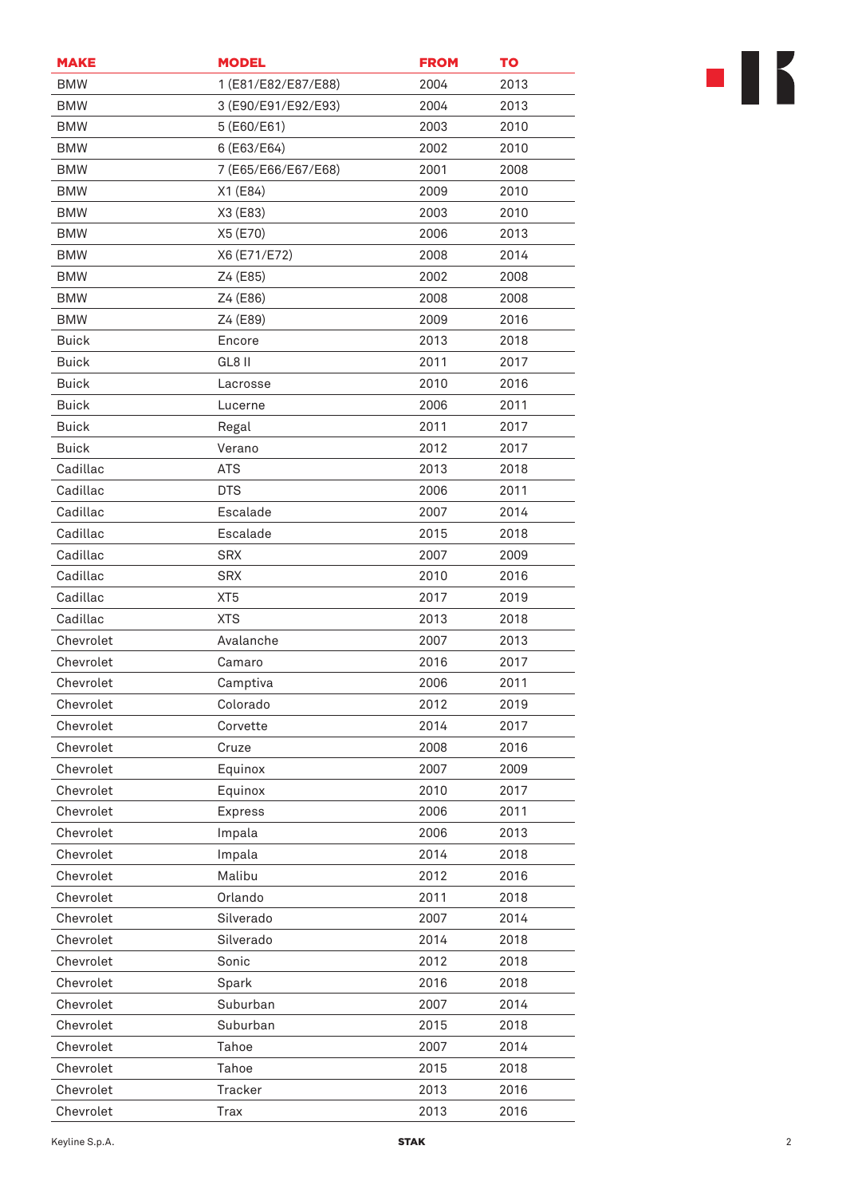| MAKE | MODEL | FROM | TO |
| --- | --- | --- | --- |
| BMW | 1 (E81/E82/E87/E88) | 2004 | 2013 |
| BMW | 3 (E90/E91/E92/E93) | 2004 | 2013 |
| BMW | 5 (E60/E61) | 2003 | 2010 |
| BMW | 6 (E63/E64) | 2002 | 2010 |
| BMW | 7 (E65/E66/E67/E68) | 2001 | 2008 |
| BMW | X1 (E84) | 2009 | 2010 |
| BMW | X3 (E83) | 2003 | 2010 |
| BMW | X5 (E70) | 2006 | 2013 |
| BMW | X6 (E71/E72) | 2008 | 2014 |
| BMW | Z4 (E85) | 2002 | 2008 |
| BMW | Z4 (E86) | 2008 | 2008 |
| BMW | Z4 (E89) | 2009 | 2016 |
| Buick | Encore | 2013 | 2018 |
| Buick | GL8 II | 2011 | 2017 |
| Buick | Lacrosse | 2010 | 2016 |
| Buick | Lucerne | 2006 | 2011 |
| Buick | Regal | 2011 | 2017 |
| Buick | Verano | 2012 | 2017 |
| Cadillac | ATS | 2013 | 2018 |
| Cadillac | DTS | 2006 | 2011 |
| Cadillac | Escalade | 2007 | 2014 |
| Cadillac | Escalade | 2015 | 2018 |
| Cadillac | SRX | 2007 | 2009 |
| Cadillac | SRX | 2010 | 2016 |
| Cadillac | XT5 | 2017 | 2019 |
| Cadillac | XTS | 2013 | 2018 |
| Chevrolet | Avalanche | 2007 | 2013 |
| Chevrolet | Camaro | 2016 | 2017 |
| Chevrolet | Camptiva | 2006 | 2011 |
| Chevrolet | Colorado | 2012 | 2019 |
| Chevrolet | Corvette | 2014 | 2017 |
| Chevrolet | Cruze | 2008 | 2016 |
| Chevrolet | Equinox | 2007 | 2009 |
| Chevrolet | Equinox | 2010 | 2017 |
| Chevrolet | Express | 2006 | 2011 |
| Chevrolet | Impala | 2006 | 2013 |
| Chevrolet | Impala | 2014 | 2018 |
| Chevrolet | Malibu | 2012 | 2016 |
| Chevrolet | Orlando | 2011 | 2018 |
| Chevrolet | Silverado | 2007 | 2014 |
| Chevrolet | Silverado | 2014 | 2018 |
| Chevrolet | Sonic | 2012 | 2018 |
| Chevrolet | Spark | 2016 | 2018 |
| Chevrolet | Suburban | 2007 | 2014 |
| Chevrolet | Suburban | 2015 | 2018 |
| Chevrolet | Tahoe | 2007 | 2014 |
| Chevrolet | Tahoe | 2015 | 2018 |
| Chevrolet | Tracker | 2013 | 2016 |
| Chevrolet | Trax | 2013 | 2016 |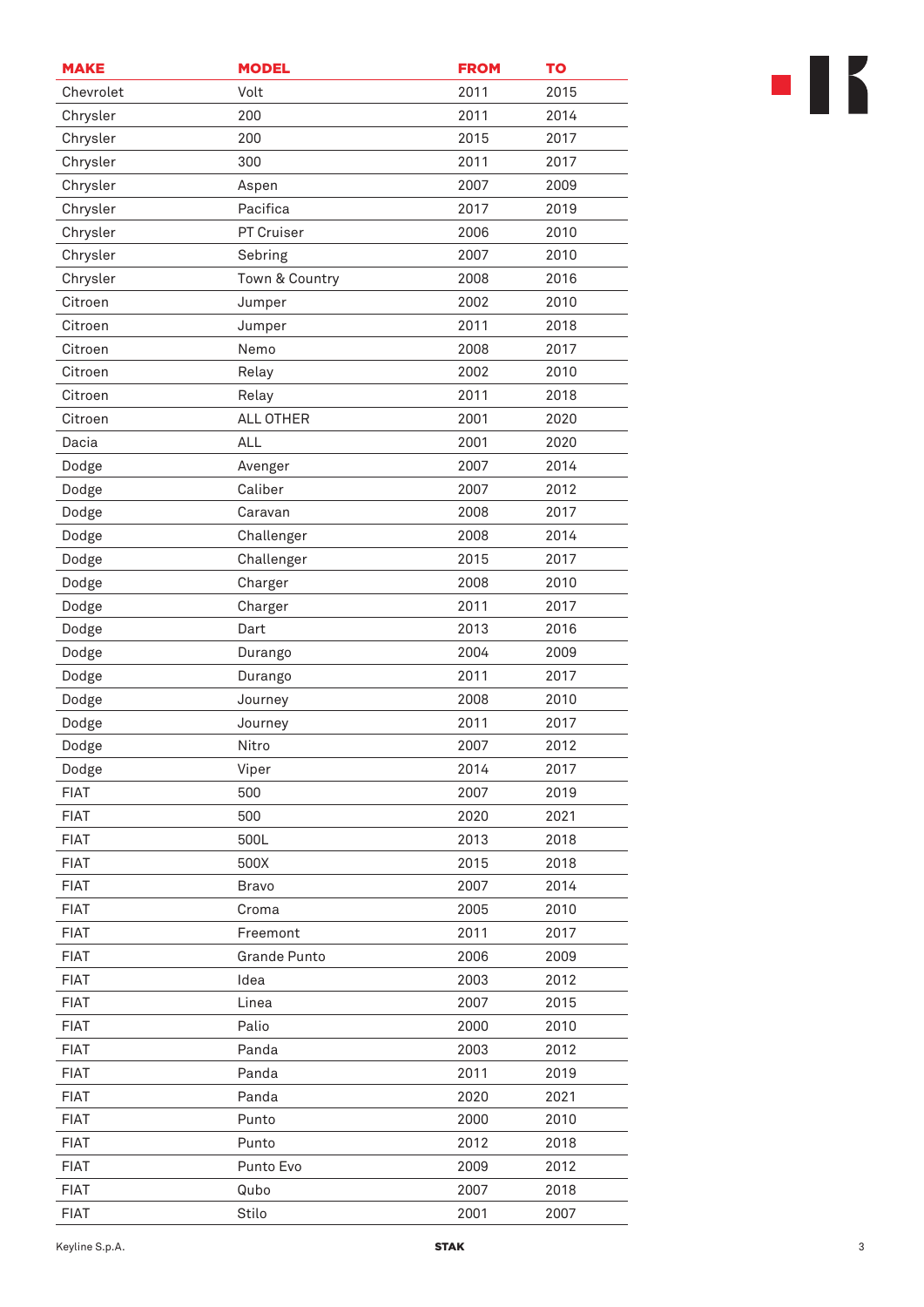| MAKE | MODEL | FROM | TO |
|---|---|---|---|
| Chevrolet | Volt | 2011 | 2015 |
| Chrysler | 200 | 2011 | 2014 |
| Chrysler | 200 | 2015 | 2017 |
| Chrysler | 300 | 2011 | 2017 |
| Chrysler | Aspen | 2007 | 2009 |
| Chrysler | Pacifica | 2017 | 2019 |
| Chrysler | PT Cruiser | 2006 | 2010 |
| Chrysler | Sebring | 2007 | 2010 |
| Chrysler | Town & Country | 2008 | 2016 |
| Citroen | Jumper | 2002 | 2010 |
| Citroen | Jumper | 2011 | 2018 |
| Citroen | Nemo | 2008 | 2017 |
| Citroen | Relay | 2002 | 2010 |
| Citroen | Relay | 2011 | 2018 |
| Citroen | ALL OTHER | 2001 | 2020 |
| Dacia | ALL | 2001 | 2020 |
| Dodge | Avenger | 2007 | 2014 |
| Dodge | Caliber | 2007 | 2012 |
| Dodge | Caravan | 2008 | 2017 |
| Dodge | Challenger | 2008 | 2014 |
| Dodge | Challenger | 2015 | 2017 |
| Dodge | Charger | 2008 | 2010 |
| Dodge | Charger | 2011 | 2017 |
| Dodge | Dart | 2013 | 2016 |
| Dodge | Durango | 2004 | 2009 |
| Dodge | Durango | 2011 | 2017 |
| Dodge | Journey | 2008 | 2010 |
| Dodge | Journey | 2011 | 2017 |
| Dodge | Nitro | 2007 | 2012 |
| Dodge | Viper | 2014 | 2017 |
| FIAT | 500 | 2007 | 2019 |
| FIAT | 500 | 2020 | 2021 |
| FIAT | 500L | 2013 | 2018 |
| FIAT | 500X | 2015 | 2018 |
| FIAT | Bravo | 2007 | 2014 |
| FIAT | Croma | 2005 | 2010 |
| FIAT | Freemont | 2011 | 2017 |
| FIAT | Grande Punto | 2006 | 2009 |
| FIAT | Idea | 2003 | 2012 |
| FIAT | Linea | 2007 | 2015 |
| FIAT | Palio | 2000 | 2010 |
| FIAT | Panda | 2003 | 2012 |
| FIAT | Panda | 2011 | 2019 |
| FIAT | Panda | 2020 | 2021 |
| FIAT | Punto | 2000 | 2010 |
| FIAT | Punto | 2012 | 2018 |
| FIAT | Punto Evo | 2009 | 2012 |
| FIAT | Qubo | 2007 | 2018 |
| FIAT | Stilo | 2001 | 2007 |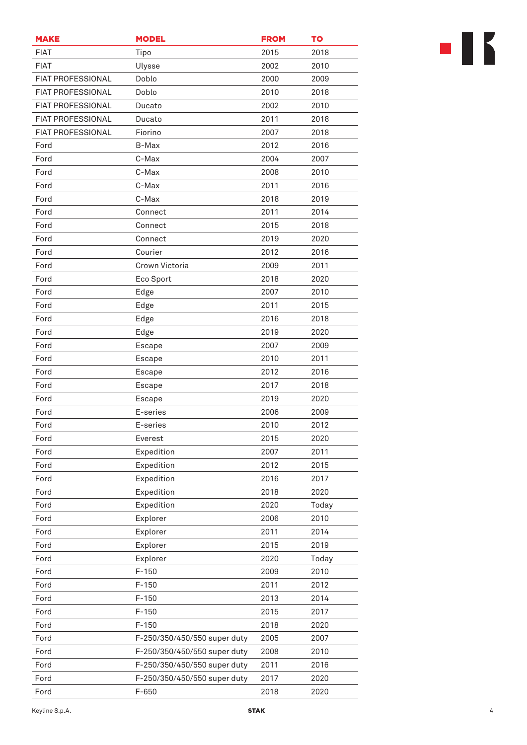| MAKE | MODEL | FROM | TO |
|---|---|---|---|
| FIAT | Tipo | 2015 | 2018 |
| FIAT | Ulysse | 2002 | 2010 |
| FIAT PROFESSIONAL | Doblo | 2000 | 2009 |
| FIAT PROFESSIONAL | Doblo | 2010 | 2018 |
| FIAT PROFESSIONAL | Ducato | 2002 | 2010 |
| FIAT PROFESSIONAL | Ducato | 2011 | 2018 |
| FIAT PROFESSIONAL | Fiorino | 2007 | 2018 |
| Ford | B-Max | 2012 | 2016 |
| Ford | C-Max | 2004 | 2007 |
| Ford | C-Max | 2008 | 2010 |
| Ford | C-Max | 2011 | 2016 |
| Ford | C-Max | 2018 | 2019 |
| Ford | Connect | 2011 | 2014 |
| Ford | Connect | 2015 | 2018 |
| Ford | Connect | 2019 | 2020 |
| Ford | Courier | 2012 | 2016 |
| Ford | Crown Victoria | 2009 | 2011 |
| Ford | Eco Sport | 2018 | 2020 |
| Ford | Edge | 2007 | 2010 |
| Ford | Edge | 2011 | 2015 |
| Ford | Edge | 2016 | 2018 |
| Ford | Edge | 2019 | 2020 |
| Ford | Escape | 2007 | 2009 |
| Ford | Escape | 2010 | 2011 |
| Ford | Escape | 2012 | 2016 |
| Ford | Escape | 2017 | 2018 |
| Ford | Escape | 2019 | 2020 |
| Ford | E-series | 2006 | 2009 |
| Ford | E-series | 2010 | 2012 |
| Ford | Everest | 2015 | 2020 |
| Ford | Expedition | 2007 | 2011 |
| Ford | Expedition | 2012 | 2015 |
| Ford | Expedition | 2016 | 2017 |
| Ford | Expedition | 2018 | 2020 |
| Ford | Expedition | 2020 | Today |
| Ford | Explorer | 2006 | 2010 |
| Ford | Explorer | 2011 | 2014 |
| Ford | Explorer | 2015 | 2019 |
| Ford | Explorer | 2020 | Today |
| Ford | F-150 | 2009 | 2010 |
| Ford | F-150 | 2011 | 2012 |
| Ford | F-150 | 2013 | 2014 |
| Ford | F-150 | 2015 | 2017 |
| Ford | F-150 | 2018 | 2020 |
| Ford | F-250/350/450/550 super duty | 2005 | 2007 |
| Ford | F-250/350/450/550 super duty | 2008 | 2010 |
| Ford | F-250/350/450/550 super duty | 2011 | 2016 |
| Ford | F-250/350/450/550 super duty | 2017 | 2020 |
| Ford | F-650 | 2018 | 2020 |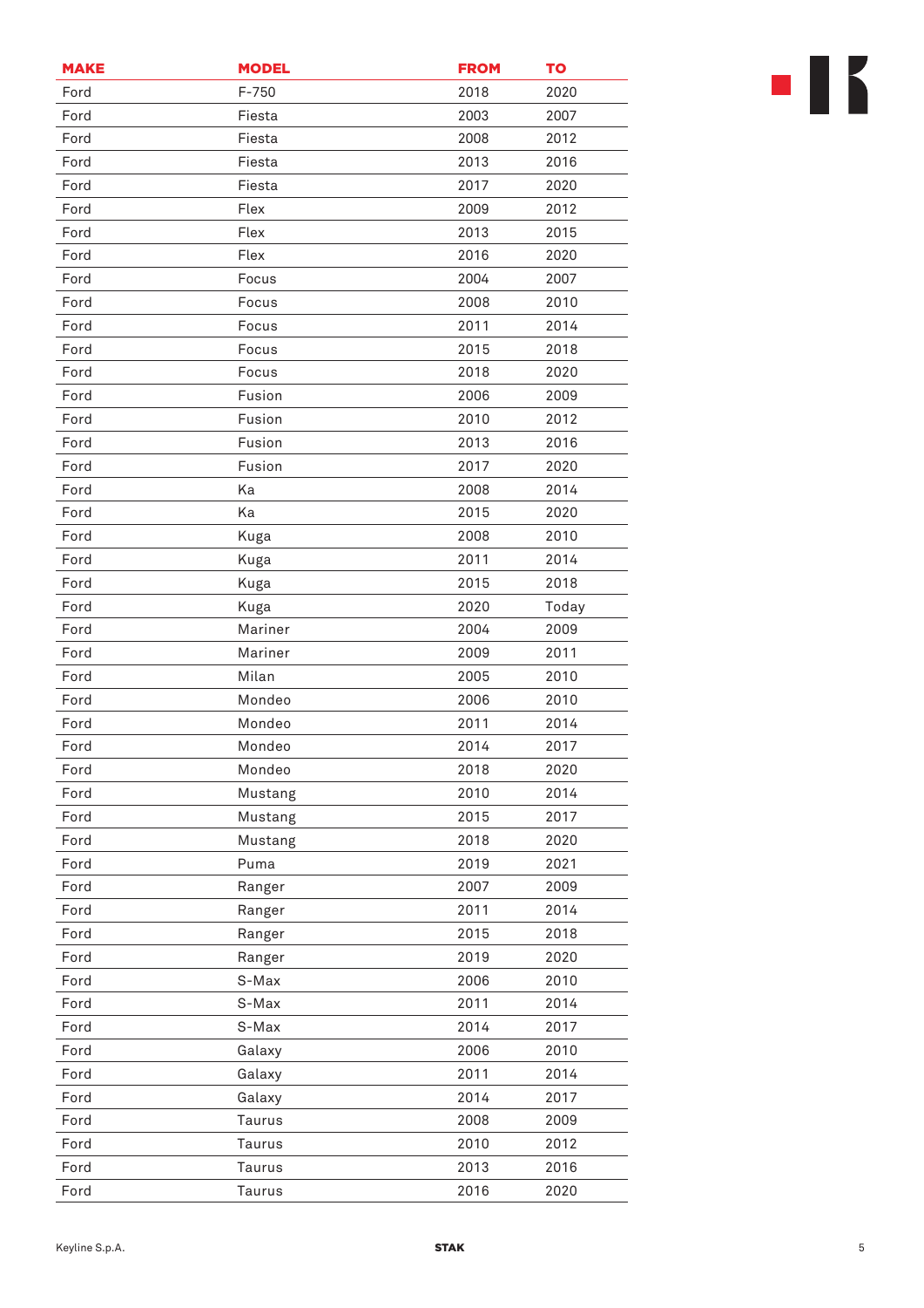| MAKE | MODEL | FROM | TO |
|---|---|---|---|
| Ford | F-750 | 2018 | 2020 |
| Ford | Fiesta | 2003 | 2007 |
| Ford | Fiesta | 2008 | 2012 |
| Ford | Fiesta | 2013 | 2016 |
| Ford | Fiesta | 2017 | 2020 |
| Ford | Flex | 2009 | 2012 |
| Ford | Flex | 2013 | 2015 |
| Ford | Flex | 2016 | 2020 |
| Ford | Focus | 2004 | 2007 |
| Ford | Focus | 2008 | 2010 |
| Ford | Focus | 2011 | 2014 |
| Ford | Focus | 2015 | 2018 |
| Ford | Focus | 2018 | 2020 |
| Ford | Fusion | 2006 | 2009 |
| Ford | Fusion | 2010 | 2012 |
| Ford | Fusion | 2013 | 2016 |
| Ford | Fusion | 2017 | 2020 |
| Ford | Ka | 2008 | 2014 |
| Ford | Ka | 2015 | 2020 |
| Ford | Kuga | 2008 | 2010 |
| Ford | Kuga | 2011 | 2014 |
| Ford | Kuga | 2015 | 2018 |
| Ford | Kuga | 2020 | Today |
| Ford | Mariner | 2004 | 2009 |
| Ford | Mariner | 2009 | 2011 |
| Ford | Milan | 2005 | 2010 |
| Ford | Mondeo | 2006 | 2010 |
| Ford | Mondeo | 2011 | 2014 |
| Ford | Mondeo | 2014 | 2017 |
| Ford | Mondeo | 2018 | 2020 |
| Ford | Mustang | 2010 | 2014 |
| Ford | Mustang | 2015 | 2017 |
| Ford | Mustang | 2018 | 2020 |
| Ford | Puma | 2019 | 2021 |
| Ford | Ranger | 2007 | 2009 |
| Ford | Ranger | 2011 | 2014 |
| Ford | Ranger | 2015 | 2018 |
| Ford | Ranger | 2019 | 2020 |
| Ford | S-Max | 2006 | 2010 |
| Ford | S-Max | 2011 | 2014 |
| Ford | S-Max | 2014 | 2017 |
| Ford | Galaxy | 2006 | 2010 |
| Ford | Galaxy | 2011 | 2014 |
| Ford | Galaxy | 2014 | 2017 |
| Ford | Taurus | 2008 | 2009 |
| Ford | Taurus | 2010 | 2012 |
| Ford | Taurus | 2013 | 2016 |
| Ford | Taurus | 2016 | 2020 |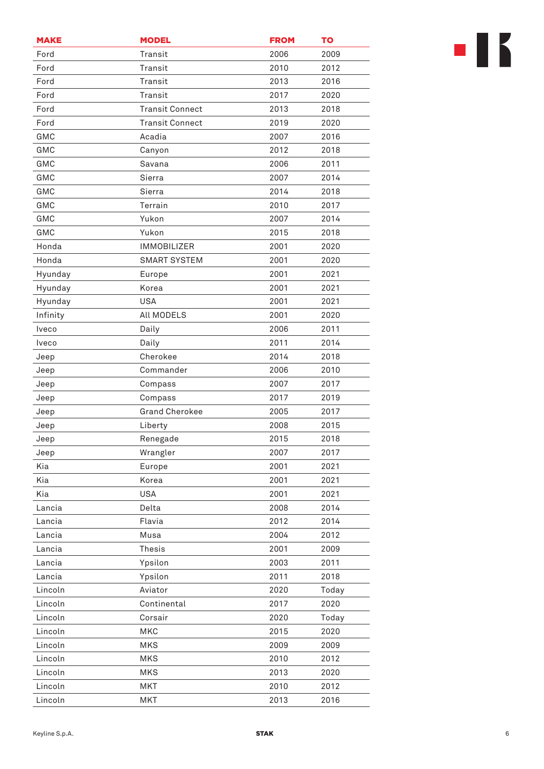| MAKE | MODEL | FROM | TO |
|---|---|---|---|
| Ford | Transit | 2006 | 2009 |
| Ford | Transit | 2010 | 2012 |
| Ford | Transit | 2013 | 2016 |
| Ford | Transit | 2017 | 2020 |
| Ford | Transit Connect | 2013 | 2018 |
| Ford | Transit Connect | 2019 | 2020 |
| GMC | Acadia | 2007 | 2016 |
| GMC | Canyon | 2012 | 2018 |
| GMC | Savana | 2006 | 2011 |
| GMC | Sierra | 2007 | 2014 |
| GMC | Sierra | 2014 | 2018 |
| GMC | Terrain | 2010 | 2017 |
| GMC | Yukon | 2007 | 2014 |
| GMC | Yukon | 2015 | 2018 |
| Honda | IMMOBILIZER | 2001 | 2020 |
| Honda | SMART SYSTEM | 2001 | 2020 |
| Hyunday | Europe | 2001 | 2021 |
| Hyunday | Korea | 2001 | 2021 |
| Hyunday | USA | 2001 | 2021 |
| Infinity | All MODELS | 2001 | 2020 |
| Iveco | Daily | 2006 | 2011 |
| Iveco | Daily | 2011 | 2014 |
| Jeep | Cherokee | 2014 | 2018 |
| Jeep | Commander | 2006 | 2010 |
| Jeep | Compass | 2007 | 2017 |
| Jeep | Compass | 2017 | 2019 |
| Jeep | Grand Cherokee | 2005 | 2017 |
| Jeep | Liberty | 2008 | 2015 |
| Jeep | Renegade | 2015 | 2018 |
| Jeep | Wrangler | 2007 | 2017 |
| Kia | Europe | 2001 | 2021 |
| Kia | Korea | 2001 | 2021 |
| Kia | USA | 2001 | 2021 |
| Lancia | Delta | 2008 | 2014 |
| Lancia | Flavia | 2012 | 2014 |
| Lancia | Musa | 2004 | 2012 |
| Lancia | Thesis | 2001 | 2009 |
| Lancia | Ypsilon | 2003 | 2011 |
| Lancia | Ypsilon | 2011 | 2018 |
| Lincoln | Aviator | 2020 | Today |
| Lincoln | Continental | 2017 | 2020 |
| Lincoln | Corsair | 2020 | Today |
| Lincoln | MKC | 2015 | 2020 |
| Lincoln | MKS | 2009 | 2009 |
| Lincoln | MKS | 2010 | 2012 |
| Lincoln | MKS | 2013 | 2020 |
| Lincoln | MKT | 2010 | 2012 |
| Lincoln | MKT | 2013 | 2016 |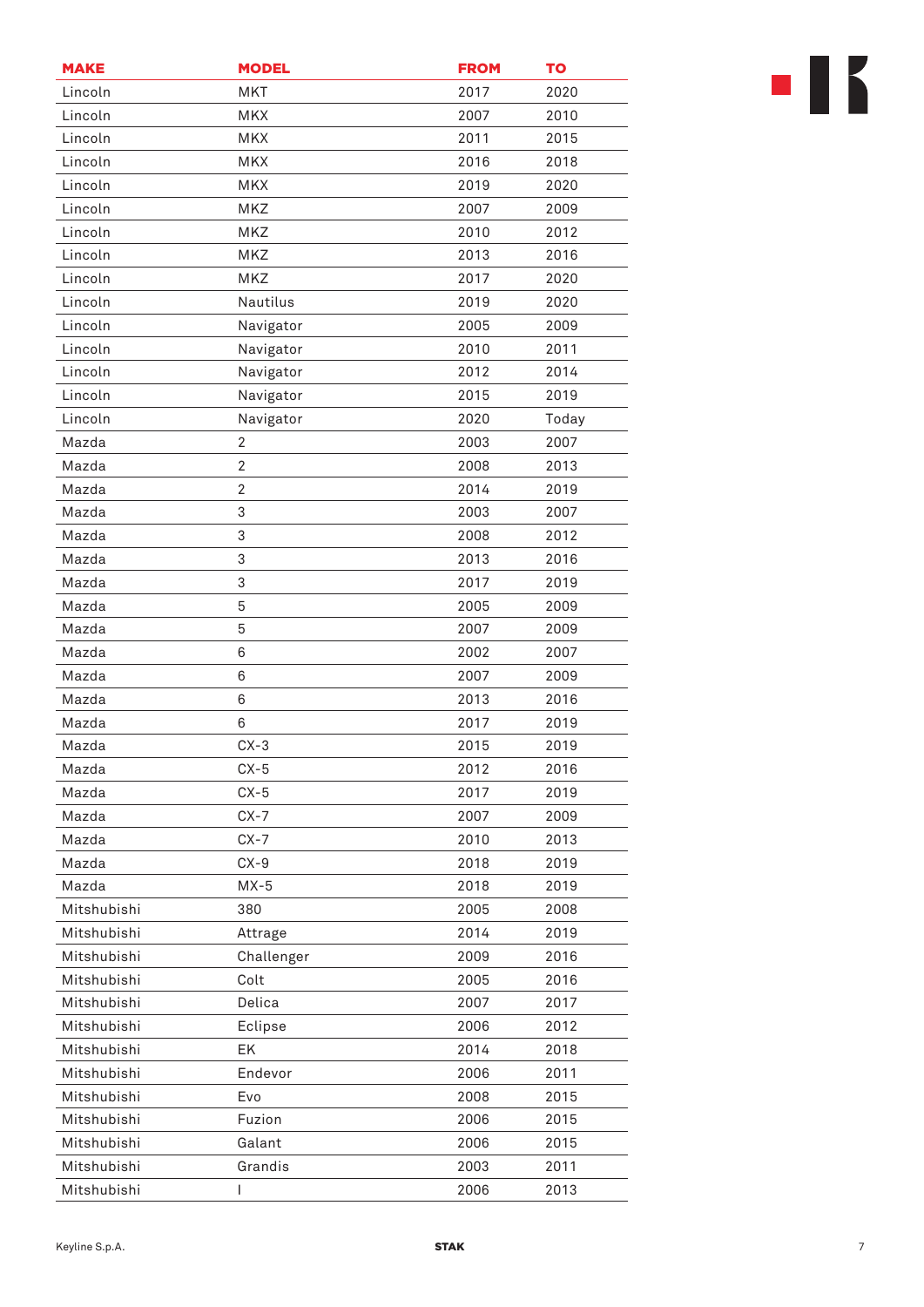| MAKE | MODEL | FROM | TO |
|---|---|---|---|
| Lincoln | MKT | 2017 | 2020 |
| Lincoln | MKX | 2007 | 2010 |
| Lincoln | MKX | 2011 | 2015 |
| Lincoln | MKX | 2016 | 2018 |
| Lincoln | MKX | 2019 | 2020 |
| Lincoln | MKZ | 2007 | 2009 |
| Lincoln | MKZ | 2010 | 2012 |
| Lincoln | MKZ | 2013 | 2016 |
| Lincoln | MKZ | 2017 | 2020 |
| Lincoln | Nautilus | 2019 | 2020 |
| Lincoln | Navigator | 2005 | 2009 |
| Lincoln | Navigator | 2010 | 2011 |
| Lincoln | Navigator | 2012 | 2014 |
| Lincoln | Navigator | 2015 | 2019 |
| Lincoln | Navigator | 2020 | Today |
| Mazda | 2 | 2003 | 2007 |
| Mazda | 2 | 2008 | 2013 |
| Mazda | 2 | 2014 | 2019 |
| Mazda | 3 | 2003 | 2007 |
| Mazda | 3 | 2008 | 2012 |
| Mazda | 3 | 2013 | 2016 |
| Mazda | 3 | 2017 | 2019 |
| Mazda | 5 | 2005 | 2009 |
| Mazda | 5 | 2007 | 2009 |
| Mazda | 6 | 2002 | 2007 |
| Mazda | 6 | 2007 | 2009 |
| Mazda | 6 | 2013 | 2016 |
| Mazda | 6 | 2017 | 2019 |
| Mazda | CX-3 | 2015 | 2019 |
| Mazda | CX-5 | 2012 | 2016 |
| Mazda | CX-5 | 2017 | 2019 |
| Mazda | CX-7 | 2007 | 2009 |
| Mazda | CX-7 | 2010 | 2013 |
| Mazda | CX-9 | 2018 | 2019 |
| Mazda | MX-5 | 2018 | 2019 |
| Mitshubishi | 380 | 2005 | 2008 |
| Mitshubishi | Attrage | 2014 | 2019 |
| Mitshubishi | Challenger | 2009 | 2016 |
| Mitshubishi | Colt | 2005 | 2016 |
| Mitshubishi | Delica | 2007 | 2017 |
| Mitshubishi | Eclipse | 2006 | 2012 |
| Mitshubishi | EK | 2014 | 2018 |
| Mitshubishi | Endevor | 2006 | 2011 |
| Mitshubishi | Evo | 2008 | 2015 |
| Mitshubishi | Fuzion | 2006 | 2015 |
| Mitshubishi | Galant | 2006 | 2015 |
| Mitshubishi | Grandis | 2003 | 2011 |
| Mitshubishi | I | 2006 | 2013 |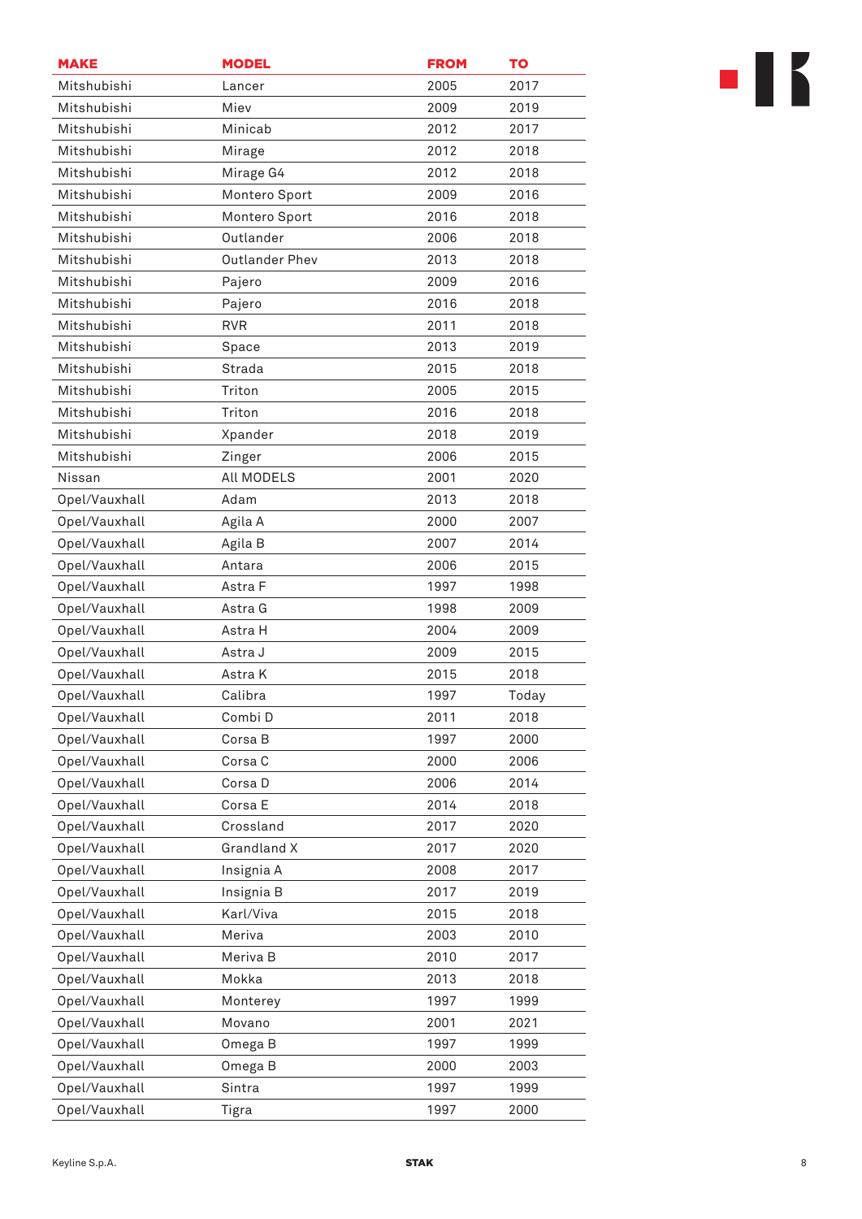| MAKE | MODEL | FROM | TO |
|---|---|---|---|
| Mitshubishi | Lancer | 2005 | 2017 |
| Mitshubishi | Miev | 2009 | 2019 |
| Mitshubishi | Minicab | 2012 | 2017 |
| Mitshubishi | Mirage | 2012 | 2018 |
| Mitshubishi | Mirage G4 | 2012 | 2018 |
| Mitshubishi | Montero Sport | 2009 | 2016 |
| Mitshubishi | Montero Sport | 2016 | 2018 |
| Mitshubishi | Outlander | 2006 | 2018 |
| Mitshubishi | Outlander Phev | 2013 | 2018 |
| Mitshubishi | Pajero | 2009 | 2016 |
| Mitshubishi | Pajero | 2016 | 2018 |
| Mitshubishi | RVR | 2011 | 2018 |
| Mitshubishi | Space | 2013 | 2019 |
| Mitshubishi | Strada | 2015 | 2018 |
| Mitshubishi | Triton | 2005 | 2015 |
| Mitshubishi | Triton | 2016 | 2018 |
| Mitshubishi | Xpander | 2018 | 2019 |
| Mitshubishi | Zinger | 2006 | 2015 |
| Nissan | All MODELS | 2001 | 2020 |
| Opel/Vauxhall | Adam | 2013 | 2018 |
| Opel/Vauxhall | Agila A | 2000 | 2007 |
| Opel/Vauxhall | Agila B | 2007 | 2014 |
| Opel/Vauxhall | Antara | 2006 | 2015 |
| Opel/Vauxhall | Astra F | 1997 | 1998 |
| Opel/Vauxhall | Astra G | 1998 | 2009 |
| Opel/Vauxhall | Astra H | 2004 | 2009 |
| Opel/Vauxhall | Astra J | 2009 | 2015 |
| Opel/Vauxhall | Astra K | 2015 | 2018 |
| Opel/Vauxhall | Calibra | 1997 | Today |
| Opel/Vauxhall | Combi D | 2011 | 2018 |
| Opel/Vauxhall | Corsa B | 1997 | 2000 |
| Opel/Vauxhall | Corsa C | 2000 | 2006 |
| Opel/Vauxhall | Corsa D | 2006 | 2014 |
| Opel/Vauxhall | Corsa E | 2014 | 2018 |
| Opel/Vauxhall | Crossland | 2017 | 2020 |
| Opel/Vauxhall | Grandland X | 2017 | 2020 |
| Opel/Vauxhall | Insignia A | 2008 | 2017 |
| Opel/Vauxhall | Insignia B | 2017 | 2019 |
| Opel/Vauxhall | Karl/Viva | 2015 | 2018 |
| Opel/Vauxhall | Meriva | 2003 | 2010 |
| Opel/Vauxhall | Meriva B | 2010 | 2017 |
| Opel/Vauxhall | Mokka | 2013 | 2018 |
| Opel/Vauxhall | Monterey | 1997 | 1999 |
| Opel/Vauxhall | Movano | 2001 | 2021 |
| Opel/Vauxhall | Omega B | 1997 | 1999 |
| Opel/Vauxhall | Omega B | 2000 | 2003 |
| Opel/Vauxhall | Sintra | 1997 | 1999 |
| Opel/Vauxhall | Tigra | 1997 | 2000 |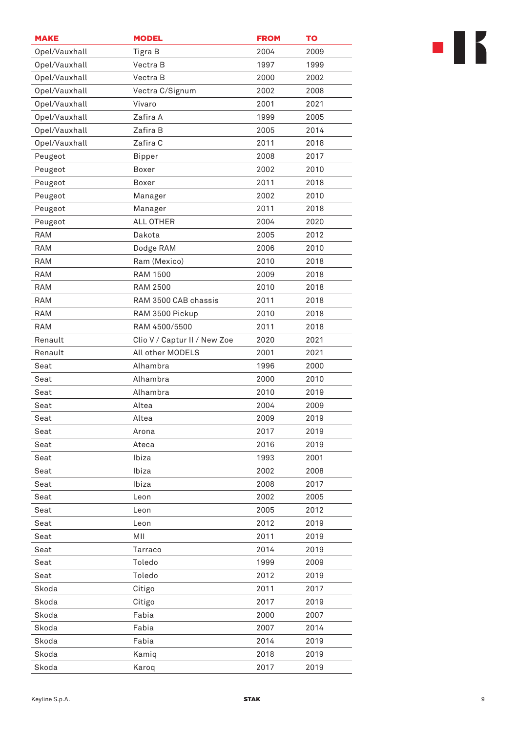| MAKE | MODEL | FROM | TO |
|---|---|---|---|
| Opel/Vauxhall | Tigra B | 2004 | 2009 |
| Opel/Vauxhall | Vectra B | 1997 | 1999 |
| Opel/Vauxhall | Vectra B | 2000 | 2002 |
| Opel/Vauxhall | Vectra C/Signum | 2002 | 2008 |
| Opel/Vauxhall | Vivaro | 2001 | 2021 |
| Opel/Vauxhall | Zafira A | 1999 | 2005 |
| Opel/Vauxhall | Zafira B | 2005 | 2014 |
| Opel/Vauxhall | Zafira C | 2011 | 2018 |
| Peugeot | Bipper | 2008 | 2017 |
| Peugeot | Boxer | 2002 | 2010 |
| Peugeot | Boxer | 2011 | 2018 |
| Peugeot | Manager | 2002 | 2010 |
| Peugeot | Manager | 2011 | 2018 |
| Peugeot | ALL OTHER | 2004 | 2020 |
| RAM | Dakota | 2005 | 2012 |
| RAM | Dodge RAM | 2006 | 2010 |
| RAM | Ram (Mexico) | 2010 | 2018 |
| RAM | RAM 1500 | 2009 | 2018 |
| RAM | RAM 2500 | 2010 | 2018 |
| RAM | RAM 3500 CAB chassis | 2011 | 2018 |
| RAM | RAM 3500 Pickup | 2010 | 2018 |
| RAM | RAM 4500/5500 | 2011 | 2018 |
| Renault | Clio V / Captur II / New Zoe | 2020 | 2021 |
| Renault | All other MODELS | 2001 | 2021 |
| Seat | Alhambra | 1996 | 2000 |
| Seat | Alhambra | 2000 | 2010 |
| Seat | Alhambra | 2010 | 2019 |
| Seat | Altea | 2004 | 2009 |
| Seat | Altea | 2009 | 2019 |
| Seat | Arona | 2017 | 2019 |
| Seat | Ateca | 2016 | 2019 |
| Seat | Ibiza | 1993 | 2001 |
| Seat | Ibiza | 2002 | 2008 |
| Seat | Ibiza | 2008 | 2017 |
| Seat | Leon | 2002 | 2005 |
| Seat | Leon | 2005 | 2012 |
| Seat | Leon | 2012 | 2019 |
| Seat | MII | 2011 | 2019 |
| Seat | Tarraco | 2014 | 2019 |
| Seat | Toledo | 1999 | 2009 |
| Seat | Toledo | 2012 | 2019 |
| Skoda | Citigo | 2011 | 2017 |
| Skoda | Citigo | 2017 | 2019 |
| Skoda | Fabia | 2000 | 2007 |
| Skoda | Fabia | 2007 | 2014 |
| Skoda | Fabia | 2014 | 2019 |
| Skoda | Kamiq | 2018 | 2019 |
| Skoda | Karoq | 2017 | 2019 |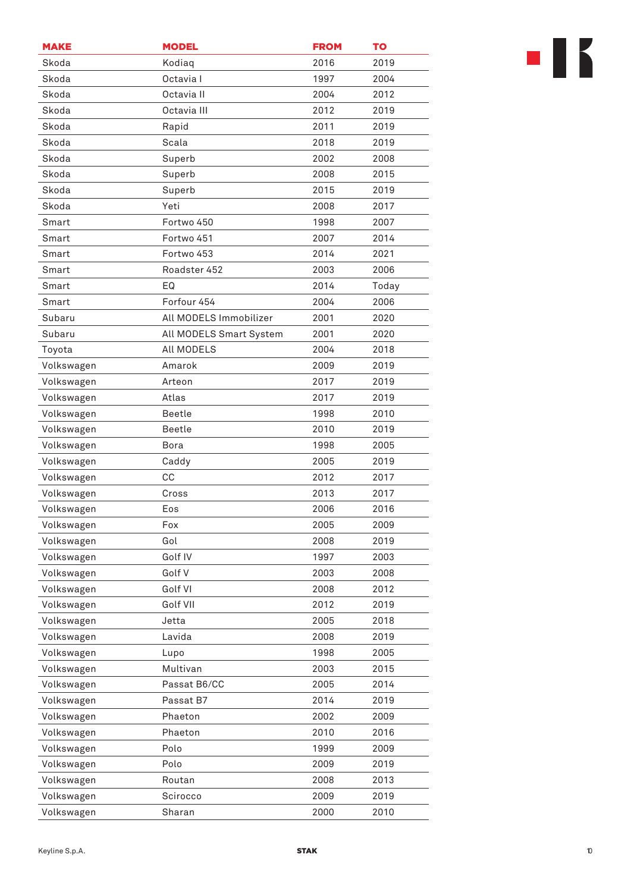| MAKE | MODEL | FROM | TO |
|---|---|---|---|
| Skoda | Kodiaq | 2016 | 2019 |
| Skoda | Octavia I | 1997 | 2004 |
| Skoda | Octavia II | 2004 | 2012 |
| Skoda | Octavia III | 2012 | 2019 |
| Skoda | Rapid | 2011 | 2019 |
| Skoda | Scala | 2018 | 2019 |
| Skoda | Superb | 2002 | 2008 |
| Skoda | Superb | 2008 | 2015 |
| Skoda | Superb | 2015 | 2019 |
| Skoda | Yeti | 2008 | 2017 |
| Smart | Fortwo 450 | 1998 | 2007 |
| Smart | Fortwo 451 | 2007 | 2014 |
| Smart | Fortwo 453 | 2014 | 2021 |
| Smart | Roadster 452 | 2003 | 2006 |
| Smart | EQ | 2014 | Today |
| Smart | Forfour 454 | 2004 | 2006 |
| Subaru | All MODELS Immobilizer | 2001 | 2020 |
| Subaru | All MODELS Smart System | 2001 | 2020 |
| Toyota | All MODELS | 2004 | 2018 |
| Volkswagen | Amarok | 2009 | 2019 |
| Volkswagen | Arteon | 2017 | 2019 |
| Volkswagen | Atlas | 2017 | 2019 |
| Volkswagen | Beetle | 1998 | 2010 |
| Volkswagen | Beetle | 2010 | 2019 |
| Volkswagen | Bora | 1998 | 2005 |
| Volkswagen | Caddy | 2005 | 2019 |
| Volkswagen | CC | 2012 | 2017 |
| Volkswagen | Cross | 2013 | 2017 |
| Volkswagen | Eos | 2006 | 2016 |
| Volkswagen | Fox | 2005 | 2009 |
| Volkswagen | Gol | 2008 | 2019 |
| Volkswagen | Golf IV | 1997 | 2003 |
| Volkswagen | Golf V | 2003 | 2008 |
| Volkswagen | Golf VI | 2008 | 2012 |
| Volkswagen | Golf VII | 2012 | 2019 |
| Volkswagen | Jetta | 2005 | 2018 |
| Volkswagen | Lavida | 2008 | 2019 |
| Volkswagen | Lupo | 1998 | 2005 |
| Volkswagen | Multivan | 2003 | 2015 |
| Volkswagen | Passat B6/CC | 2005 | 2014 |
| Volkswagen | Passat B7 | 2014 | 2019 |
| Volkswagen | Phaeton | 2002 | 2009 |
| Volkswagen | Phaeton | 2010 | 2016 |
| Volkswagen | Polo | 1999 | 2009 |
| Volkswagen | Polo | 2009 | 2019 |
| Volkswagen | Routan | 2008 | 2013 |
| Volkswagen | Scirocco | 2009 | 2019 |
| Volkswagen | Sharan | 2000 | 2010 |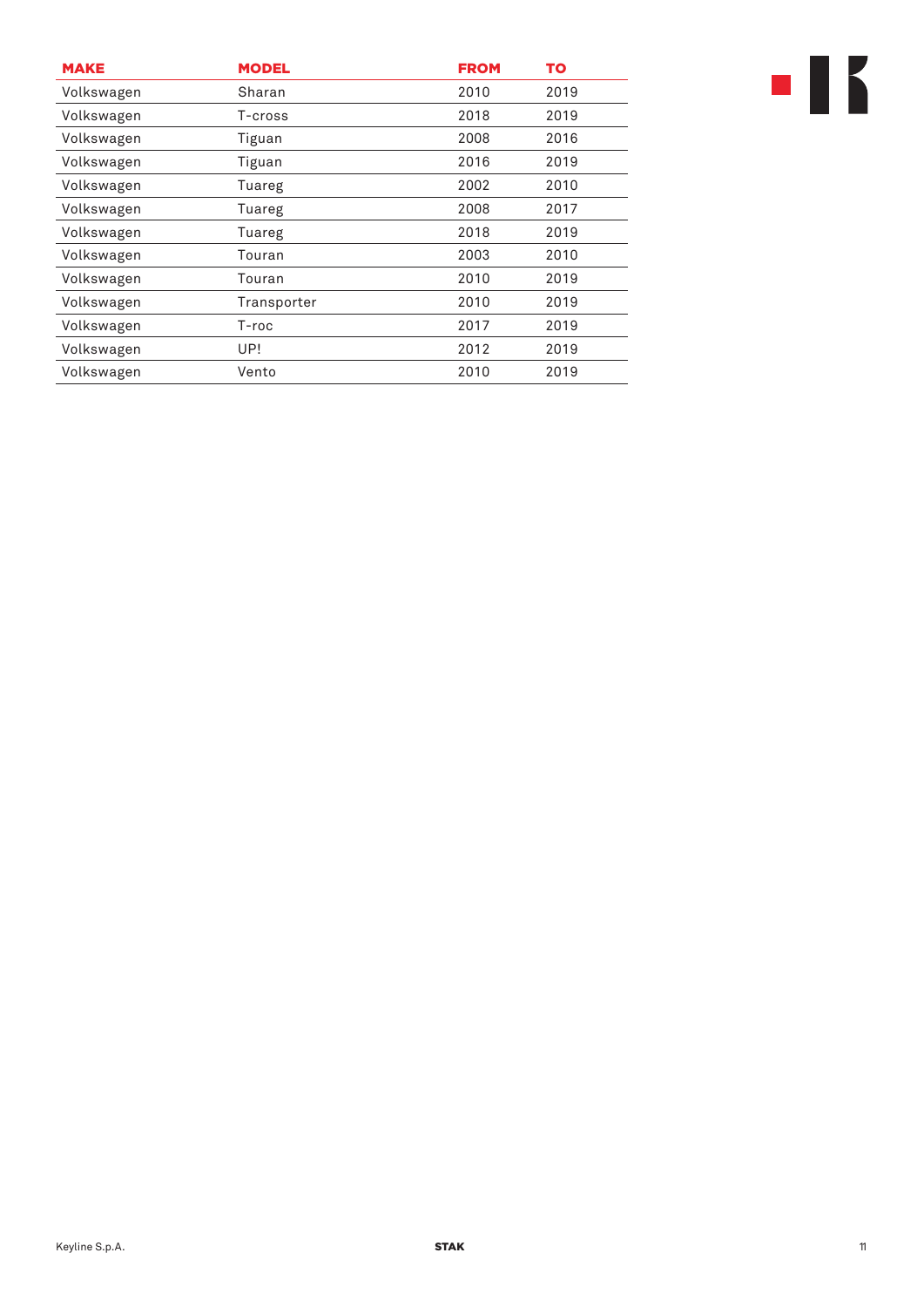| MAKE | MODEL | FROM | TO |
|---|---|---|---|
| Volkswagen | Sharan | 2010 | 2019 |
| Volkswagen | T-cross | 2018 | 2019 |
| Volkswagen | Tiguan | 2008 | 2016 |
| Volkswagen | Tiguan | 2016 | 2019 |
| Volkswagen | Tuareg | 2002 | 2010 |
| Volkswagen | Tuareg | 2008 | 2017 |
| Volkswagen | Tuareg | 2018 | 2019 |
| Volkswagen | Touran | 2003 | 2010 |
| Volkswagen | Touran | 2010 | 2019 |
| Volkswagen | Transporter | 2010 | 2019 |
| Volkswagen | T-roc | 2017 | 2019 |
| Volkswagen | UP! | 2012 | 2019 |
| Volkswagen | Vento | 2010 | 2019 |